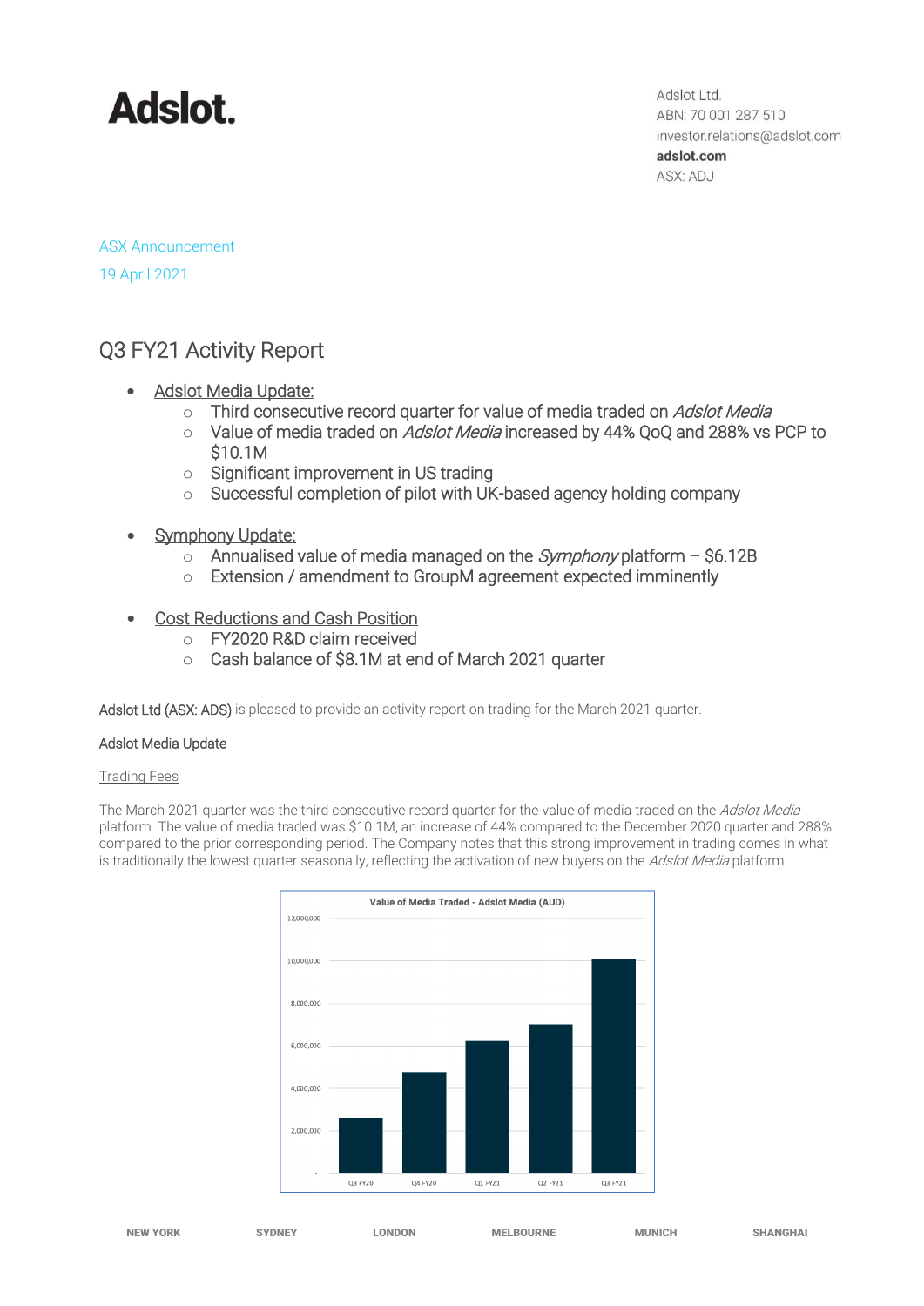# Adslot.

Adslot Ltd.
ABN: 70 001 287 510
investor.relations@adslot.com
**adslot.com**
ASX: ADJ

ASX Announcement

19 April 2021

## Q3 FY21 Activity Report

- Adslot Media Update:
  - Third consecutive record quarter for value of media traded on *Adslot Media*
  - Value of media traded on *Adslot Media* increased by 44% QoQ and 288% vs PCP to $10.1M
  - Significant improvement in US trading
  - Successful completion of pilot with UK-based agency holding company
- Symphony Update:
  - Annualised value of media managed on the *Symphony* platform – $6.12B
  - Extension / amendment to GroupM agreement expected imminently
- Cost Reductions and Cash Position
  - FY2020 R&D claim received
  - Cash balance of $8.1M at end of March 2021 quarter

Adslot Ltd (ASX: ADS) is pleased to provide an activity report on trading for the March 2021 quarter.

### Adslot Media Update

Trading Fees

The March 2021 quarter was the third consecutive record quarter for the value of media traded on the *Adslot Media* platform. The value of media traded was $10.1M, an increase of 44% compared to the December 2020 quarter and 288% compared to the prior corresponding period. The Company notes that this strong improvement in trading comes in what is traditionally the lowest quarter seasonally, reflecting the activation of new buyers on the *Adslot Media* platform.

Value of Media Traded - Adslot Media (AUD)

| Quarter | Value of Media Traded (AUD, approx.) |
|---|---|
| Q3 FY20 | ~2,600,000 |
| Q4 FY20 | ~4,800,000 |
| Q1 FY21 | ~6,200,000 |
| Q2 FY21 | ~7,000,000 |
| Q3 FY21 | ~10,100,000 |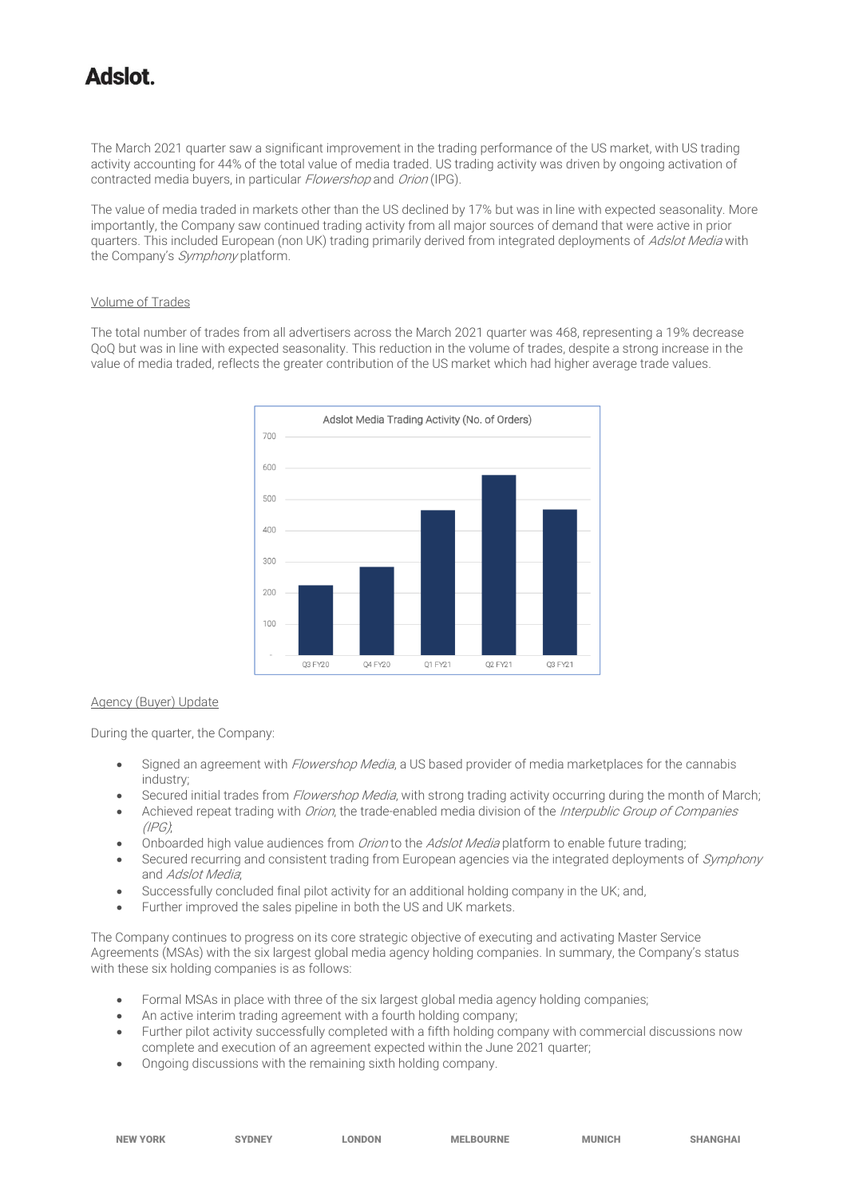The March 2021 quarter saw a significant improvement in the trading performance of the US market, with US trading activity accounting for 44% of the total value of media traded. US trading activity was driven by ongoing activation of contracted media buyers, in particular *Flowershop* and *Orion* (IPG).

The value of media traded in markets other than the US declined by 17% but was in line with expected seasonality. More importantly, the Company saw continued trading activity from all major sources of demand that were active in prior quarters. This included European (non UK) trading primarily derived from integrated deployments of *Adslot Media* with the Company's *Symphony* platform.

## Volume of Trades

The total number of trades from all advertisers across the March 2021 quarter was 468, representing a 19% decrease QoQ but was in line with expected seasonality. This reduction in the volume of trades, despite a strong increase in the value of media traded, reflects the greater contribution of the US market which had higher average trade values.

Adslot Media Trading Activity (No. of Orders)

## Agency (Buyer) Update

During the quarter, the Company:

- Signed an agreement with *Flowershop Media*, a US based provider of media marketplaces for the cannabis industry;
- Secured initial trades from *Flowershop Media*, with strong trading activity occurring during the month of March;
- Achieved repeat trading with *Orion*, the trade-enabled media division of the *Interpublic Group of Companies (IPG)*;
- Onboarded high value audiences from *Orion* to the *Adslot Media* platform to enable future trading;
- Secured recurring and consistent trading from European agencies via the integrated deployments of *Symphony* and *Adslot Media*;
- Successfully concluded final pilot activity for an additional holding company in the UK; and,
- Further improved the sales pipeline in both the US and UK markets.

The Company continues to progress on its core strategic objective of executing and activating Master Service Agreements (MSAs) with the six largest global media agency holding companies. In summary, the Company's status with these six holding companies is as follows:

- Formal MSAs in place with three of the six largest global media agency holding companies;
- An active interim trading agreement with a fourth holding company;
- Further pilot activity successfully completed with a fifth holding company with commercial discussions now complete and execution of an agreement expected within the June 2021 quarter;
- Ongoing discussions with the remaining sixth holding company.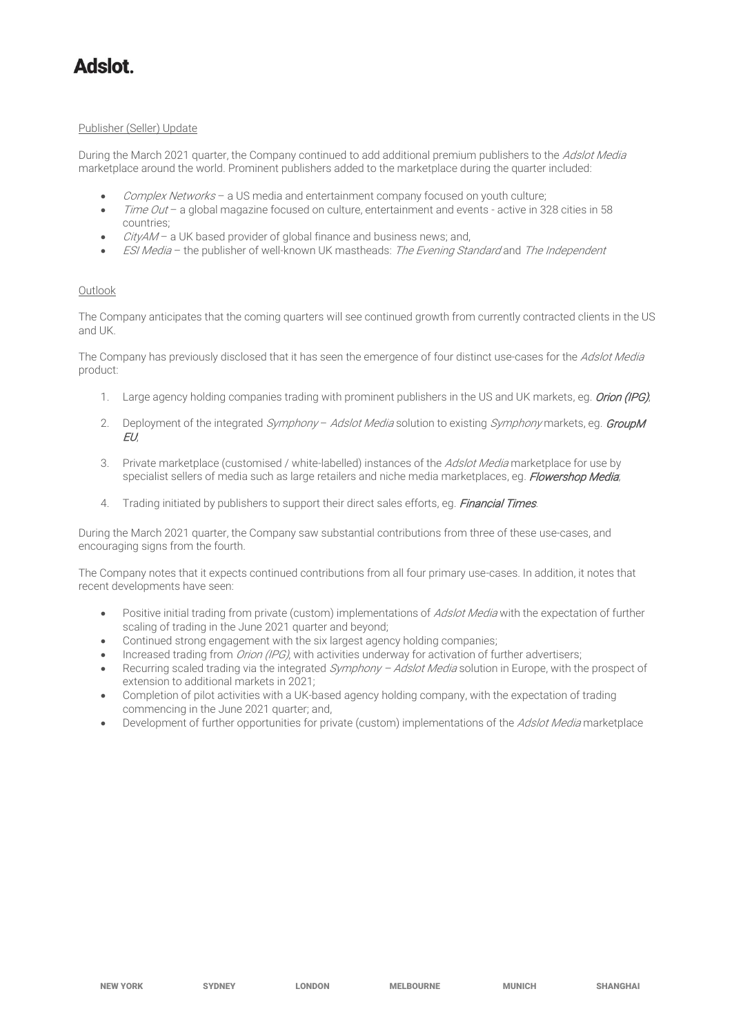Publisher (Seller) Update

During the March 2021 quarter, the Company continued to add additional premium publishers to the *Adslot Media* marketplace around the world. Prominent publishers added to the marketplace during the quarter included:

- *Complex Networks* – a US media and entertainment company focused on youth culture;
- *Time Out* – a global magazine focused on culture, entertainment and events - active in 328 cities in 58 countries;
- *CityAM* – a UK based provider of global finance and business news; and,
- *ESI Media* – the publisher of well-known UK mastheads: *The Evening Standard* and *The Independent*

Outlook

The Company anticipates that the coming quarters will see continued growth from currently contracted clients in the US and UK.

The Company has previously disclosed that it has seen the emergence of four distinct use-cases for the *Adslot Media* product:

1. Large agency holding companies trading with prominent publishers in the US and UK markets, eg. ***Orion (IPG)***;
2. Deployment of the integrated *Symphony – Adslot Media* solution to existing *Symphony* markets, eg. ***GroupM EU***;
3. Private marketplace (customised / white-labelled) instances of the *Adslot Media* marketplace for use by specialist sellers of media such as large retailers and niche media marketplaces, eg. ***Flowershop Media***;
4. Trading initiated by publishers to support their direct sales efforts, eg. ***Financial Times***.

During the March 2021 quarter, the Company saw substantial contributions from three of these use-cases, and encouraging signs from the fourth.

The Company notes that it expects continued contributions from all four primary use-cases. In addition, it notes that recent developments have seen:

- Positive initial trading from private (custom) implementations of *Adslot Media* with the expectation of further scaling of trading in the June 2021 quarter and beyond;
- Continued strong engagement with the six largest agency holding companies;
- Increased trading from *Orion (IPG)*, with activities underway for activation of further advertisers;
- Recurring scaled trading via the integrated *Symphony – Adslot Media* solution in Europe, with the prospect of extension to additional markets in 2021;
- Completion of pilot activities with a UK-based agency holding company, with the expectation of trading commencing in the June 2021 quarter; and,
- Development of further opportunities for private (custom) implementations of the *Adslot Media* marketplace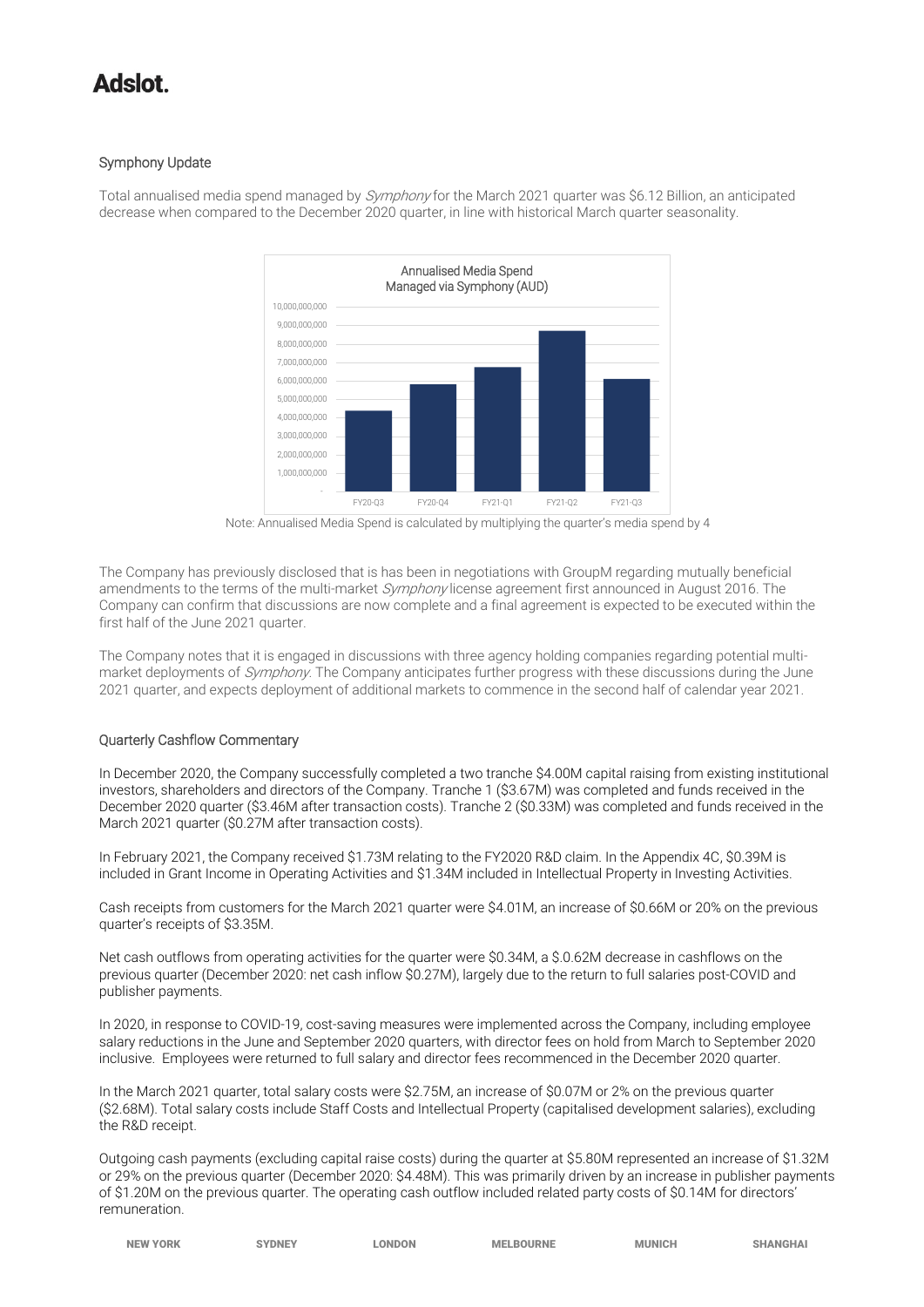## Symphony Update

Total annualised media spend managed by *Symphony* for the March 2021 quarter was $6.12 Billion, an anticipated decrease when compared to the December 2020 quarter, in line with historical March quarter seasonality.

Note: Annualised Media Spend is calculated by multiplying the quarter's media spend by 4

The Company has previously disclosed that is has been in negotiations with GroupM regarding mutually beneficial amendments to the terms of the multi-market *Symphony* license agreement first announced in August 2016. The Company can confirm that discussions are now complete and a final agreement is expected to be executed within the first half of the June 2021 quarter.

The Company notes that it is engaged in discussions with three agency holding companies regarding potential multi-market deployments of *Symphony*. The Company anticipates further progress with these discussions during the June 2021 quarter, and expects deployment of additional markets to commence in the second half of calendar year 2021.

## Quarterly Cashflow Commentary

In December 2020, the Company successfully completed a two tranche $4.00M capital raising from existing institutional investors, shareholders and directors of the Company. Tranche 1 ($3.67M) was completed and funds received in the December 2020 quarter ($3.46M after transaction costs). Tranche 2 ($0.33M) was completed and funds received in the March 2021 quarter ($0.27M after transaction costs).

In February 2021, the Company received $1.73M relating to the FY2020 R&D claim. In the Appendix 4C, $0.39M is included in Grant Income in Operating Activities and $1.34M included in Intellectual Property in Investing Activities.

Cash receipts from customers for the March 2021 quarter were $4.01M, an increase of $0.66M or 20% on the previous quarter's receipts of $3.35M.

Net cash outflows from operating activities for the quarter were $0.34M, a $.0.62M decrease in cashflows on the previous quarter (December 2020: net cash inflow $0.27M), largely due to the return to full salaries post-COVID and publisher payments.

In 2020, in response to COVID-19, cost-saving measures were implemented across the Company, including employee salary reductions in the June and September 2020 quarters, with director fees on hold from March to September 2020 inclusive. Employees were returned to full salary and director fees recommenced in the December 2020 quarter.

In the March 2021 quarter, total salary costs were $2.75M, an increase of $0.07M or 2% on the previous quarter ($2.68M). Total salary costs include Staff Costs and Intellectual Property (capitalised development salaries), excluding the R&D receipt.

Outgoing cash payments (excluding capital raise costs) during the quarter at $5.80M represented an increase of $1.32M or 29% on the previous quarter (December 2020: $4.48M). This was primarily driven by an increase in publisher payments of $1.20M on the previous quarter. The operating cash outflow included related party costs of $0.14M for directors' remuneration.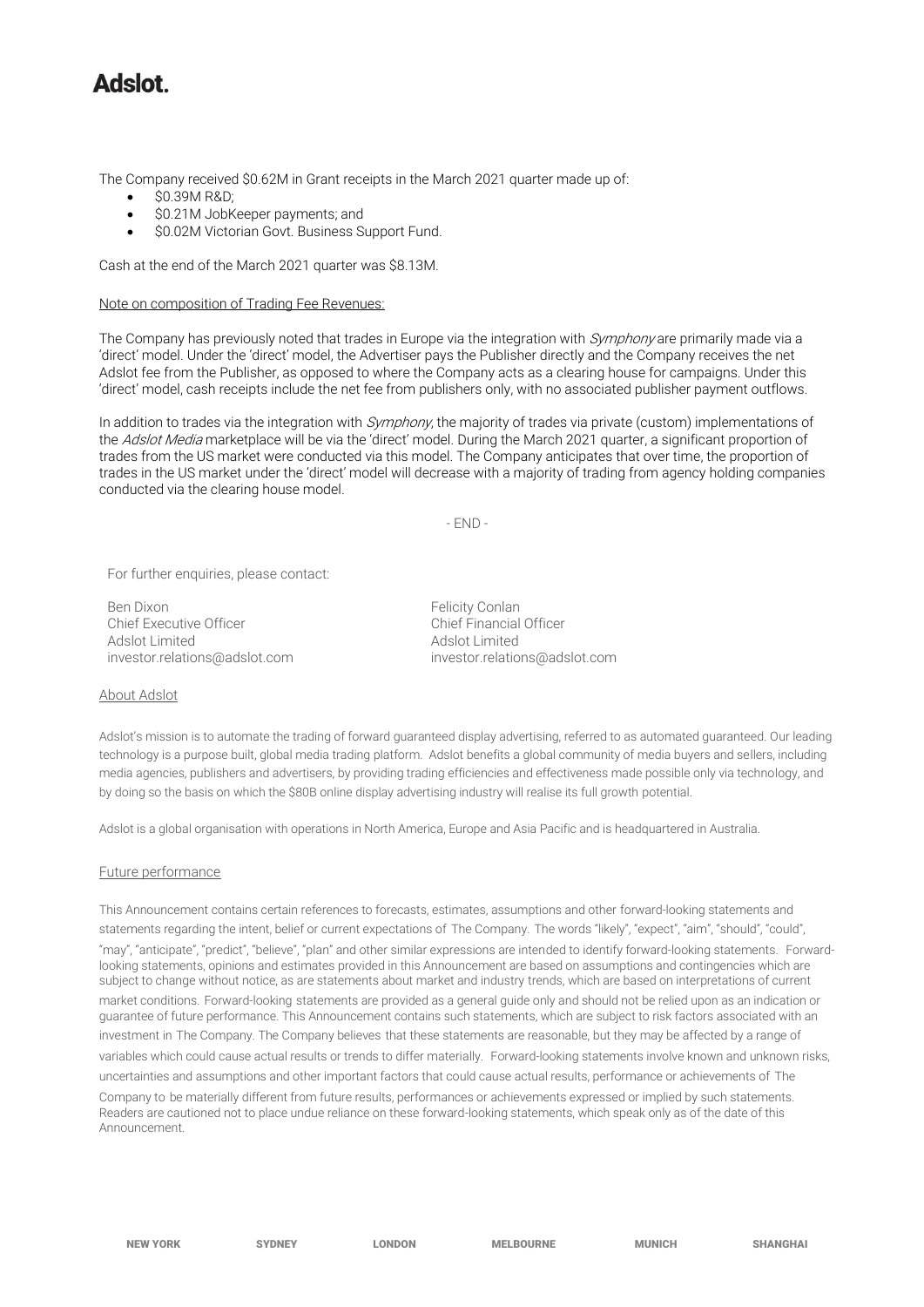The Company received $0.62M in Grant receipts in the March 2021 quarter made up of:

- $0.39M R&D;
- $0.21M JobKeeper payments; and
- $0.02M Victorian Govt. Business Support Fund.

Cash at the end of the March 2021 quarter was $8.13M.

Note on composition of Trading Fee Revenues:

The Company has previously noted that trades in Europe via the integration with *Symphony* are primarily made via a 'direct' model. Under the 'direct' model, the Advertiser pays the Publisher directly and the Company receives the net Adslot fee from the Publisher, as opposed to where the Company acts as a clearing house for campaigns. Under this 'direct' model, cash receipts include the net fee from publishers only, with no associated publisher payment outflows.

In addition to trades via the integration with *Symphony*, the majority of trades via private (custom) implementations of the *Adslot Media* marketplace will be via the 'direct' model. During the March 2021 quarter, a significant proportion of trades from the US market were conducted via this model. The Company anticipates that over time, the proportion of trades in the US market under the 'direct' model will decrease with a majority of trading from agency holding companies conducted via the clearing house model.

- END -

For further enquiries, please contact:

Ben Dixon
Chief Executive Officer
Adslot Limited
investor.relations@adslot.com

Felicity Conlan
Chief Financial Officer
Adslot Limited
investor.relations@adslot.com

About Adslot

Adslot's mission is to automate the trading of forward guaranteed display advertising, referred to as automated guaranteed. Our leading technology is a purpose built, global media trading platform. Adslot benefits a global community of media buyers and sellers, including media agencies, publishers and advertisers, by providing trading efficiencies and effectiveness made possible only via technology, and by doing so the basis on which the $80B online display advertising industry will realise its full growth potential.

Adslot is a global organisation with operations in North America, Europe and Asia Pacific and is headquartered in Australia.

Future performance

This Announcement contains certain references to forecasts, estimates, assumptions and other forward-looking statements and statements regarding the intent, belief or current expectations of The Company. The words "likely", "expect", "aim", "should", "could", "may", "anticipate", "predict", "believe", "plan" and other similar expressions are intended to identify forward-looking statements. Forward-looking statements, opinions and estimates provided in this Announcement are based on assumptions and contingencies which are subject to change without notice, as are statements about market and industry trends, which are based on interpretations of current market conditions. Forward-looking statements are provided as a general guide only and should not be relied upon as an indication or guarantee of future performance. This Announcement contains such statements, which are subject to risk factors associated with an investment in The Company. The Company believes that these statements are reasonable, but they may be affected by a range of variables which could cause actual results or trends to differ materially. Forward-looking statements involve known and unknown risks, uncertainties and assumptions and other important factors that could cause actual results, performance or achievements of The Company to be materially different from future results, performances or achievements expressed or implied by such statements. Readers are cautioned not to place undue reliance on these forward-looking statements, which speak only as of the date of this Announcement.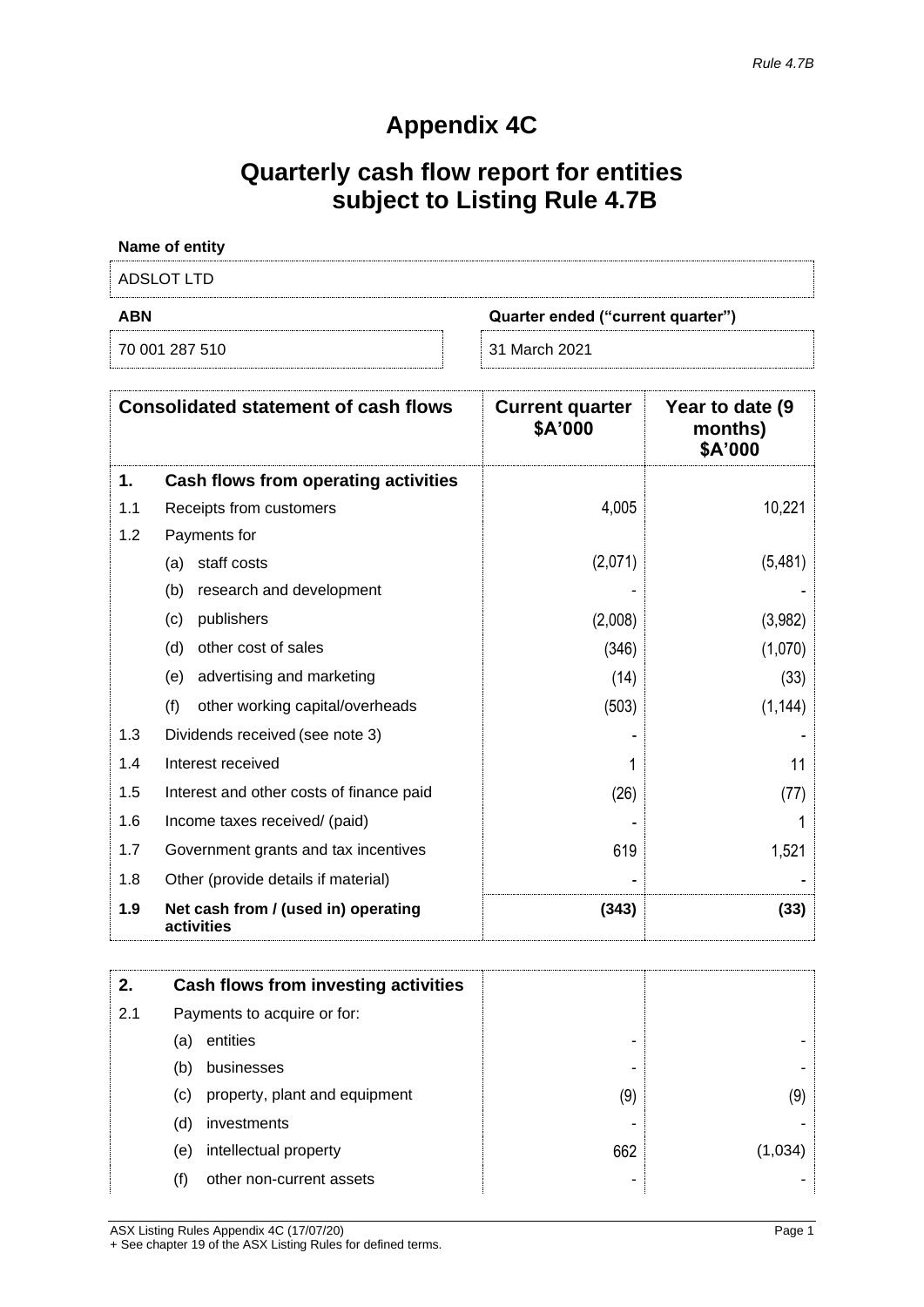*Rule 4.7B*

# Appendix 4C

## Quarterly cash flow report for entities subject to Listing Rule 4.7B

**Name of entity**

ADSLOT LTD

| **ABN** | **Quarter ended ("current quarter")** |
|---|---|
| 70 001 287 510 | 31 March 2021 |

| | **Consolidated statement of cash flows** | **Current quarter \$A'000** | **Year to date (9 months) \$A'000** |
|---|---|---|---|
| **1.** | **Cash flows from operating activities** | | |
| 1.1 | Receipts from customers | 4,005 | 10,221 |
| 1.2 | Payments for | | |
| | (a) staff costs | (2,071) | (5,481) |
| | (b) research and development | - | - |
| | (c) publishers | (2,008) | (3,982) |
| | (d) other cost of sales | (346) | (1,070) |
| | (e) advertising and marketing | (14) | (33) |
| | (f) other working capital/overheads | (503) | (1,144) |
| 1.3 | Dividends received (see note 3) | - | - |
| 1.4 | Interest received | 1 | 11 |
| 1.5 | Interest and other costs of finance paid | (26) | (77) |
| 1.6 | Income taxes received/ (paid) | - | 1 |
| 1.7 | Government grants and tax incentives | 619 | 1,521 |
| 1.8 | Other (provide details if material) | - | - |
| **1.9** | **Net cash from / (used in) operating activities** | **(343)** | **(33)** |

| | | | |
|---|---|---|---|
| **2.** | **Cash flows from investing activities** | | |
| 2.1 | Payments to acquire or for: | | |
| | (a) entities | - | - |
| | (b) businesses | - | - |
| | (c) property, plant and equipment | (9) | (9) |
| | (d) investments | - | - |
| | (e) intellectual property | 662 | (1,034) |
| | (f) other non-current assets | - | - |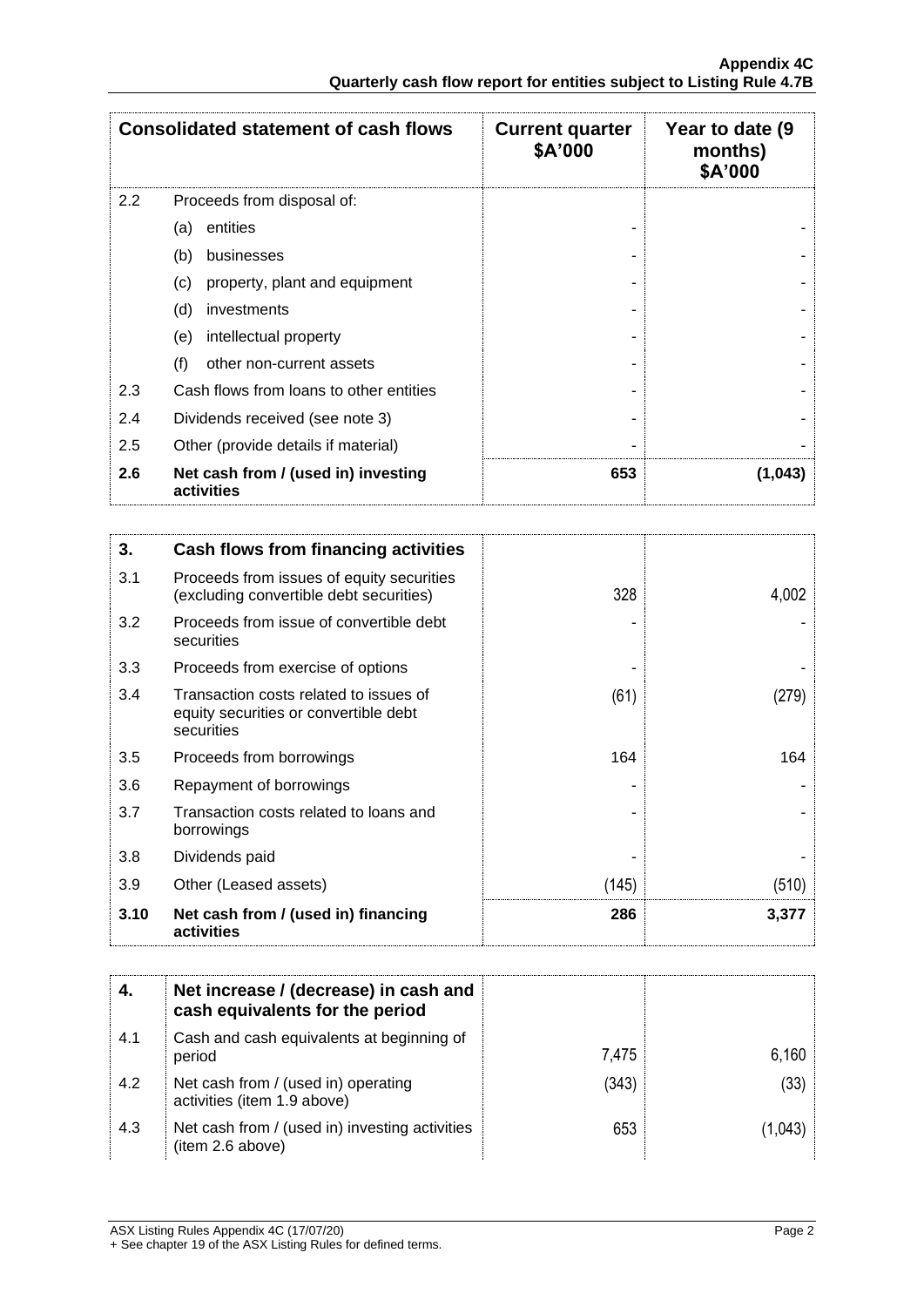| Consolidated statement of cash flows | | Current quarter $A'000 | Year to date (9 months) $A'000 |
|---|---|---|---|
| 2.2 | Proceeds from disposal of: | | |
| | (a) entities | - | - |
| | (b) businesses | - | - |
| | (c) property, plant and equipment | - | - |
| | (d) investments | - | - |
| | (e) intellectual property | - | - |
| | (f) other non-current assets | - | - |
| 2.3 | Cash flows from loans to other entities | - | - |
| 2.4 | Dividends received (see note 3) | - | - |
| 2.5 | Other (provide details if material) | - | - |
| **2.6** | **Net cash from / (used in) investing activities** | **653** | **(1,043)** |

| **3.** | **Cash flows from financing activities** | | |
|---|---|---|---|
| 3.1 | Proceeds from issues of equity securities (excluding convertible debt securities) | 328 | 4,002 |
| 3.2 | Proceeds from issue of convertible debt securities | - | - |
| 3.3 | Proceeds from exercise of options | - | - |
| 3.4 | Transaction costs related to issues of equity securities or convertible debt securities | (61) | (279) |
| 3.5 | Proceeds from borrowings | 164 | 164 |
| 3.6 | Repayment of borrowings | - | - |
| 3.7 | Transaction costs related to loans and borrowings | - | - |
| 3.8 | Dividends paid | - | - |
| 3.9 | Other (Leased assets) | (145) | (510) |
| **3.10** | **Net cash from / (used in) financing activities** | **286** | **3,377** |

| **4.** | **Net increase / (decrease) in cash and cash equivalents for the period** | | |
|---|---|---|---|
| 4.1 | Cash and cash equivalents at beginning of period | 7,475 | 6,160 |
| 4.2 | Net cash from / (used in) operating activities (item 1.9 above) | (343) | (33) |
| 4.3 | Net cash from / (used in) investing activities (item 2.6 above) | 653 | (1,043) |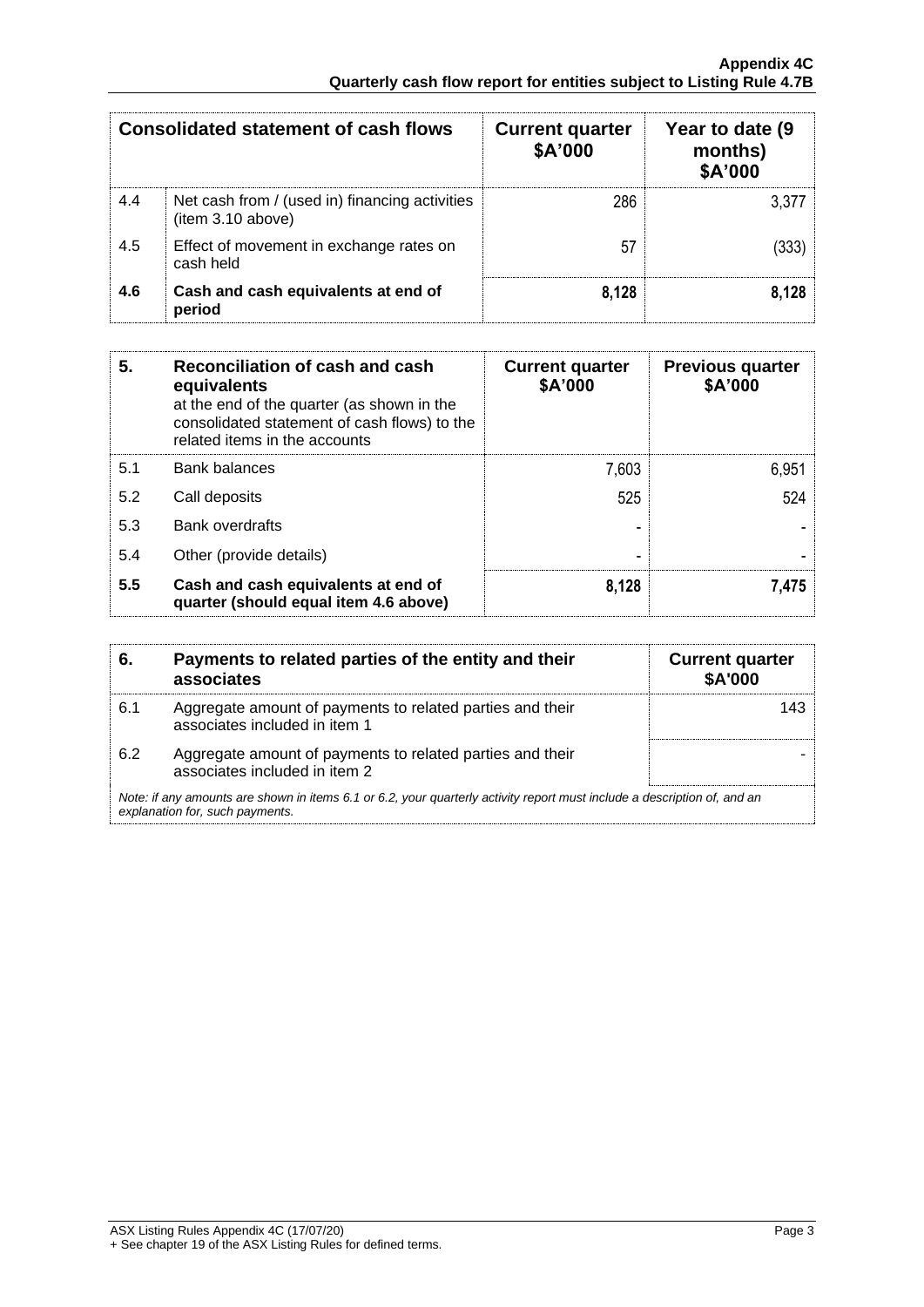| | Consolidated statement of cash flows | Current quarter $A'000 | Year to date (9 months) $A'000 |
|---|---|---|---|
| 4.4 | Net cash from / (used in) financing activities (item 3.10 above) | 286 | 3,377 |
| 4.5 | Effect of movement in exchange rates on cash held | 57 | (333) |
| **4.6** | **Cash and cash equivalents at end of period** | **8,128** | **8,128** |

| **5.** | **Reconciliation of cash and cash equivalents** at the end of the quarter (as shown in the consolidated statement of cash flows) to the related items in the accounts | **Current quarter $A'000** | **Previous quarter $A'000** |
|---|---|---|---|
| 5.1 | Bank balances | 7,603 | 6,951 |
| 5.2 | Call deposits | 525 | 524 |
| 5.3 | Bank overdrafts | - | - |
| 5.4 | Other (provide details) | - | - |
| **5.5** | **Cash and cash equivalents at end of quarter (should equal item 4.6 above)** | **8,128** | **7,475** |

| **6.** | **Payments to related parties of the entity and their associates** | **Current quarter $A'000** |
|---|---|---|
| 6.1 | Aggregate amount of payments to related parties and their associates included in item 1 | 143 |
| 6.2 | Aggregate amount of payments to related parties and their associates included in item 2 | - |

*Note: if any amounts are shown in items 6.1 or 6.2, your quarterly activity report must include a description of, and an explanation for, such payments.*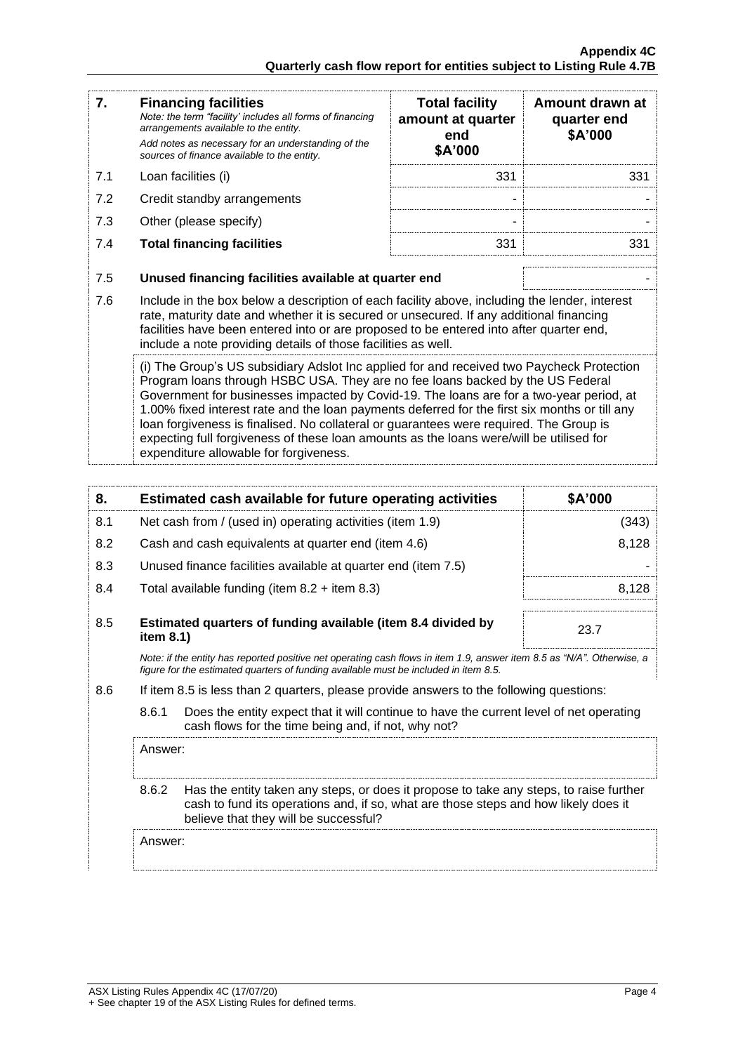| 7. | **Financing facilities**<br>*Note: the term "facility' includes all forms of financing arrangements available to the entity.*<br>*Add notes as necessary for an understanding of the sources of finance available to the entity.* | **Total facility amount at quarter end**<br>**\$A'000** | **Amount drawn at quarter end**<br>**\$A'000** |
|---|---|---|---|
| 7.1 | Loan facilities (i) | 331 | 331 |
| 7.2 | Credit standby arrangements | - | - |
| 7.3 | Other (please specify) | - | - |
| 7.4 | **Total financing facilities** | 331 | 331 |

| | | |
|---|---|---|
| 7.5 | **Unused financing facilities available at quarter end** | - |

7.6 Include in the box below a description of each facility above, including the lender, interest rate, maturity date and whether it is secured or unsecured. If any additional financing facilities have been entered into or are proposed to be entered into after quarter end, include a note providing details of those facilities as well.

(i) The Group's US subsidiary Adslot Inc applied for and received two Paycheck Protection Program loans through HSBC USA. They are no fee loans backed by the US Federal Government for businesses impacted by Covid-19. The loans are for a two-year period, at 1.00% fixed interest rate and the loan payments deferred for the first six months or till any loan forgiveness is finalised. No collateral or guarantees were required. The Group is expecting full forgiveness of these loan amounts as the loans were/will be utilised for expenditure allowable for forgiveness.

| 8. | **Estimated cash available for future operating activities** | **\$A'000** |
|---|---|---|
| 8.1 | Net cash from / (used in) operating activities (item 1.9) | (343) |
| 8.2 | Cash and cash equivalents at quarter end (item 4.6) | 8,128 |
| 8.3 | Unused finance facilities available at quarter end (item 7.5) | - |
| 8.4 | Total available funding (item 8.2 + item 8.3) | 8,128 |
| 8.5 | **Estimated quarters of funding available (item 8.4 divided by item 8.1)** | 23.7 |

*Note: if the entity has reported positive net operating cash flows in item 1.9, answer item 8.5 as "N/A". Otherwise, a figure for the estimated quarters of funding available must be included in item 8.5.*

8.6 If item 8.5 is less than 2 quarters, please provide answers to the following questions:

8.6.1 Does the entity expect that it will continue to have the current level of net operating cash flows for the time being and, if not, why not?

Answer:

8.6.2 Has the entity taken any steps, or does it propose to take any steps, to raise further cash to fund its operations and, if so, what are those steps and how likely does it believe that they will be successful?

Answer: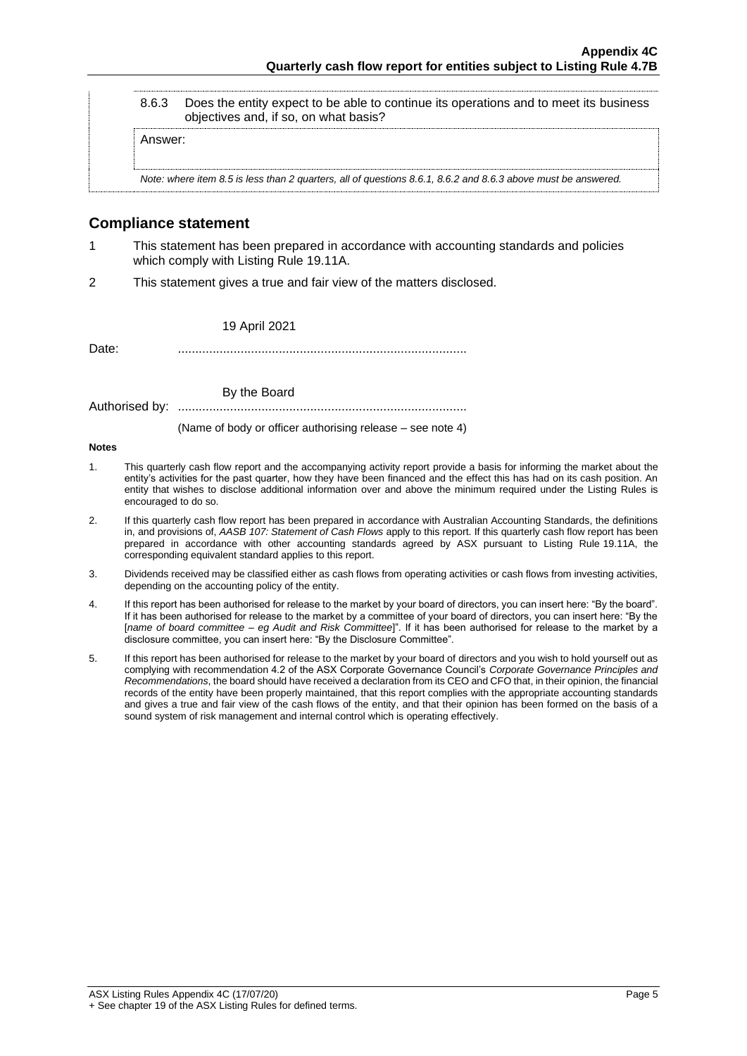| | |
|---|---|
| 8.6.3 | Does the entity expect to be able to continue its operations and to meet its business objectives and, if so, on what basis? |
| Answer: | |
| *Note: where item 8.5 is less than 2 quarters, all of questions 8.6.1, 8.6.2 and 8.6.3 above must be answered.* | |

## Compliance statement

1 This statement has been prepared in accordance with accounting standards and policies which comply with Listing Rule 19.11A.

2 This statement gives a true and fair view of the matters disclosed.

Date: 19 April 2021

Authorised by: By the Board

(Name of body or officer authorising release – see note 4)

**Notes**

1. This quarterly cash flow report and the accompanying activity report provide a basis for informing the market about the entity's activities for the past quarter, how they have been financed and the effect this has had on its cash position. An entity that wishes to disclose additional information over and above the minimum required under the Listing Rules is encouraged to do so.
2. If this quarterly cash flow report has been prepared in accordance with Australian Accounting Standards, the definitions in, and provisions of, *AASB 107: Statement of Cash Flows* apply to this report. If this quarterly cash flow report has been prepared in accordance with other accounting standards agreed by ASX pursuant to Listing Rule 19.11A, the corresponding equivalent standard applies to this report.
3. Dividends received may be classified either as cash flows from operating activities or cash flows from investing activities, depending on the accounting policy of the entity.
4. If this report has been authorised for release to the market by your board of directors, you can insert here: "By the board". If it has been authorised for release to the market by a committee of your board of directors, you can insert here: "By the [*name of board committee – eg Audit and Risk Committee*]". If it has been authorised for release to the market by a disclosure committee, you can insert here: "By the Disclosure Committee".
5. If this report has been authorised for release to the market by your board of directors and you wish to hold yourself out as complying with recommendation 4.2 of the ASX Corporate Governance Council's *Corporate Governance Principles and Recommendations*, the board should have received a declaration from its CEO and CFO that, in their opinion, the financial records of the entity have been properly maintained, that this report complies with the appropriate accounting standards and gives a true and fair view of the cash flows of the entity, and that their opinion has been formed on the basis of a sound system of risk management and internal control which is operating effectively.